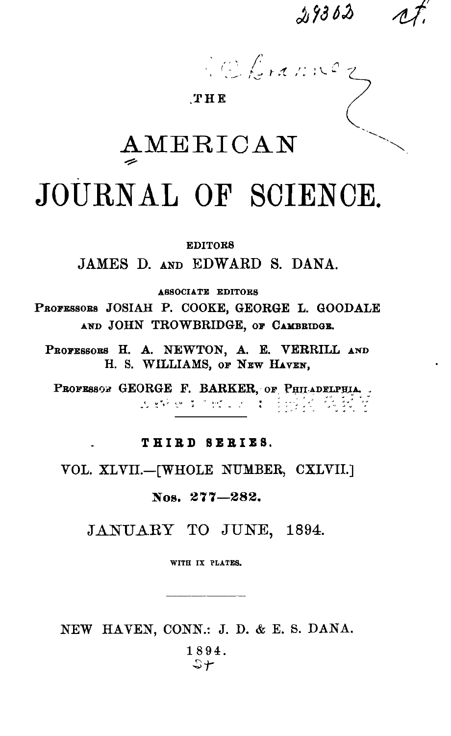# THE AMERICAN JOURNAL OF SCIENCE.

EDITORS

JAMES D. AND EDWARD S. DANA.

ASSOCIATE EDITORS

PROFESSORS JOSIAH P. COOKE, GEORGE L. GOODALE AND JOHN TROWBRIDGE, OF CAMBRIDGE.

PROFESSORS H. A. NEWTON, A. E. VERRILL AND H. S. WILLIAMS, OF NEW HAVEN,

PROFESSOR GEORGE F. BARKER, OF PHILADELPHIA.

---

THIRD SERIES.

VOL. XLVII.—[WHOLE NUMBER, CXLVII.]

Nos. 277—282.

JANUARY TO JUNE, 1894.

WITH IX PLATES.

---

NEW HAVEN, CONN.: J. D. & E. S. DANA.

1894.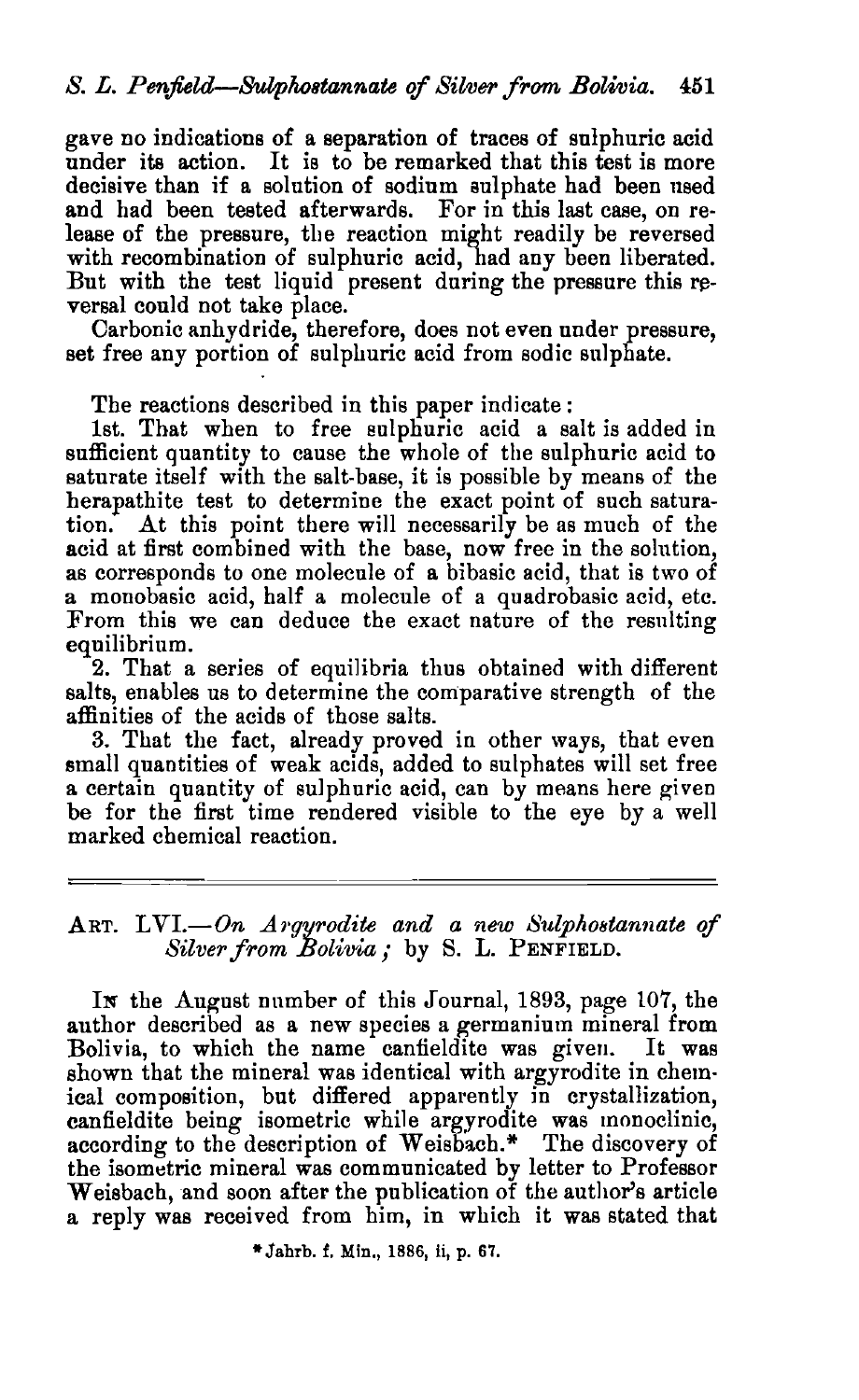gave no indications of a separation of traces of sulphuric acid under its action. It is to be remarked that this test is more decisive than if a solution of sodium sulphate had been used and had been tested afterwards. For in this last case, on release of the pressure, the reaction might readily be reversed with recombination of sulphuric acid, had any been liberated. But with the test liquid present during the pressure this reversal could not take place.

Carbonic anhydride, therefore, does not even under pressure, set free any portion of sulphuric acid from sodic sulphate.

The reactions described in this paper indicate:

1st. That when to free sulphuric acid a salt is added in sufficient quantity to cause the whole of the sulphuric acid to saturate itself with the salt-base, it is possible by means of the herapathite test to determine the exact point of such saturation. At this point there will necessarily be as much of the acid at first combined with the base, now free in the solution, as corresponds to one molecule of a bibasic acid, that is two of a monobasic acid, half a molecule of a quadrobasic acid, etc. From this we can deduce the exact nature of the resulting equilibrium.

2. That a series of equilibria thus obtained with different salts, enables us to determine the comparative strength of the affinities of the acids of those salts.

3. That the fact, already proved in other ways, that even small quantities of weak acids, added to sulphates will set free a certain quantity of sulphuric acid, can by means here given be for the first time rendered visible to the eye by a well marked chemical reaction.

---

## ART. LVI.—*On Argyrodite and a new Sulphostannate of Silver from Bolivia;* by S. L. PENFIELD.

IN the August number of this Journal, 1893, page 107, the author described as a new species a germanium mineral from Bolivia, to which the name canfieldite was given. It was shown that the mineral was identical with argyrodite in chemical composition, but differed apparently in crystallization, canfieldite being isometric while argyrodite was monoclinic, according to the description of Weisbach.* The discovery of the isometric mineral was communicated by letter to Professor Weisbach, and soon after the publication of the author's article a reply was received from him, in which it was stated that

\* Jahrb. f. Min., 1886, ii, p. 67.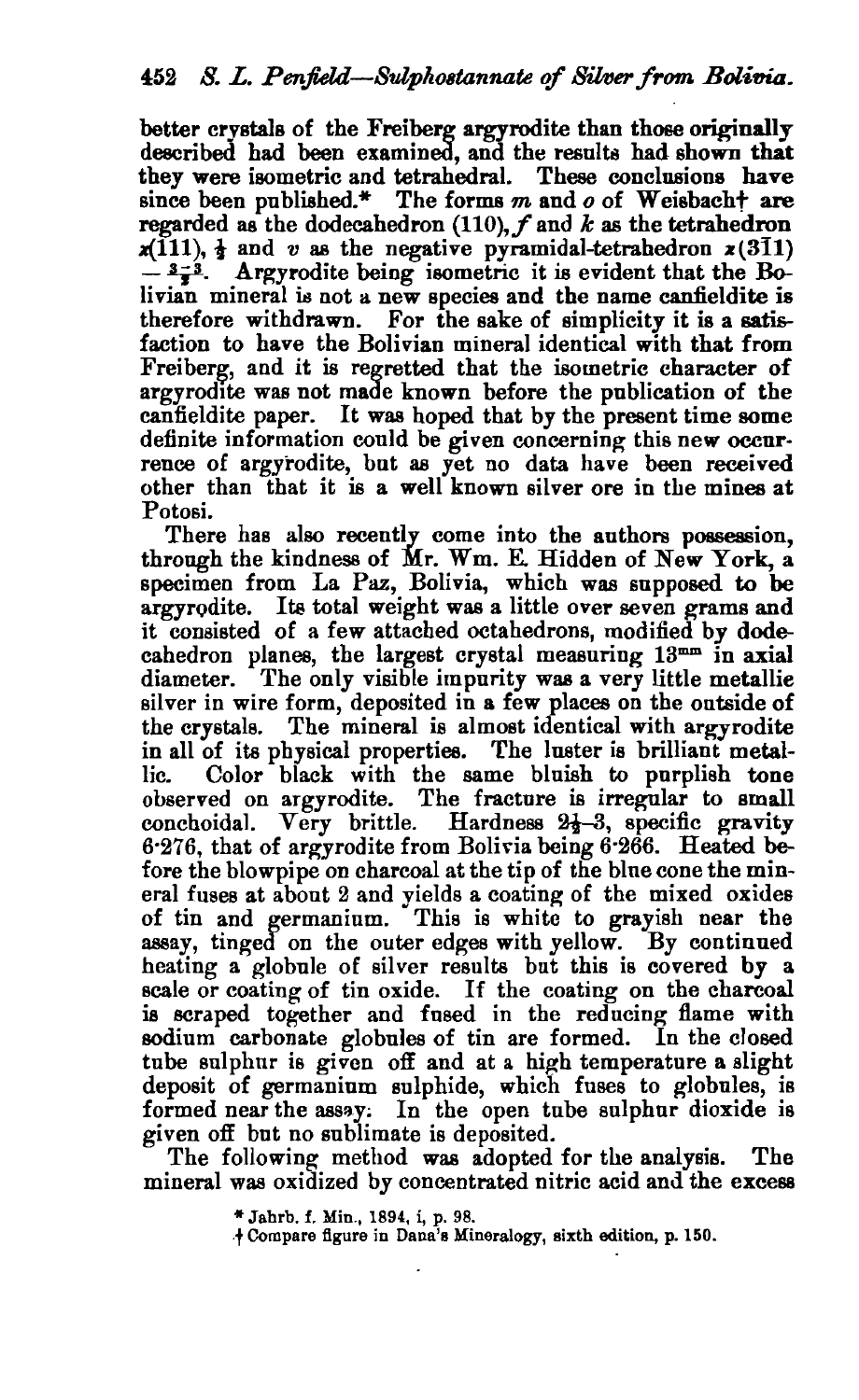better crystals of the Freiberg argyrodite than those originally described had been examined, and the results had shown that they were isometric and tetrahedral. These conclusions have since been published.* The forms *m* and *o* of Weisbach† are regarded as the dodecahedron (110), *f* and *k* as the tetrahedron $\varkappa(\bar{1}11)$, $\frac{1}{2}$ and *v* as the negative pyramidal-tetrahedron $\varkappa(3\bar{1}1)$ $-\frac{3-3}{2}$. Argyrodite being isometric it is evident that the Bolivian mineral is not a new species and the name canfieldite is therefore withdrawn. For the sake of simplicity it is a satisfaction to have the Bolivian mineral identical with that from Freiberg, and it is regretted that the isometric character of argyrodite was not made known before the publication of the canfieldite paper. It was hoped that by the present time some definite information could be given concerning this new occurrence of argyrodite, but as yet no data have been received other than that it is a well known silver ore in the mines at Potosi.

There has also recently come into the authors possession, through the kindness of Mr. Wm. E. Hidden of New York, a specimen from La Paz, Bolivia, which was supposed to be argyrodite. Its total weight was a little over seven grams and it consisted of a few attached octahedrons, modified by dodecahedron planes, the largest crystal measuring 13mm in axial diameter. The only visible impurity was a very little metallic silver in wire form, deposited in a few places on the outside of the crystals. The mineral is almost identical with argyrodite in all of its physical properties. The luster is brilliant metallic. Color black with the same bluish to purplish tone observed on argyrodite. The fracture is irregular to small conchoidal. Very brittle. Hardness $2\frac{1}{2}$–3, specific gravity 6·276, that of argyrodite from Bolivia being 6·266. Heated before the blowpipe on charcoal at the tip of the blue cone the mineral fuses at about 2 and yields a coating of the mixed oxides of tin and germanium. This is white to grayish near the assay, tinged on the outer edges with yellow. By continued heating a globule of silver results but this is covered by a scale or coating of tin oxide. If the coating on the charcoal is scraped together and fused in the reducing flame with sodium carbonate globules of tin are formed. In the closed tube sulphur is given off and at a high temperature a slight deposit of germanium sulphide, which fuses to globules, is formed near the assay. In the open tube sulphur dioxide is given off but no sublimate is deposited.

The following method was adopted for the analysis. The mineral was oxidized by concentrated nitric acid and the excess

\* Jahrb. f. Min., 1894, i, p. 98.

† Compare figure in Dana's Mineralogy, sixth edition, p. 150.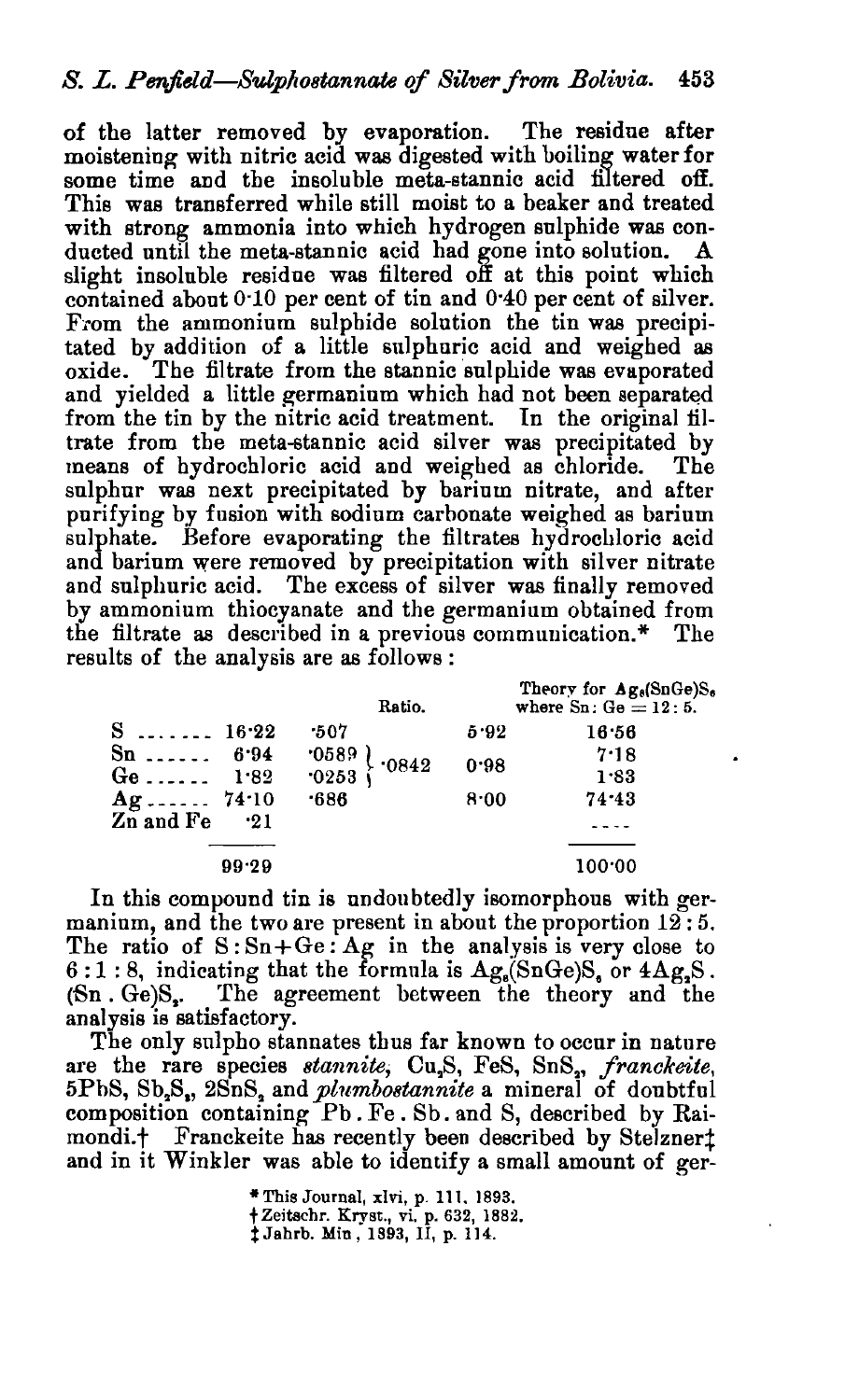of the latter removed by evaporation. The residue after moistening with nitric acid was digested with boiling water for some time and the insoluble meta-stannic acid filtered off. This was transferred while still moist to a beaker and treated with strong ammonia into which hydrogen sulphide was conducted until the meta-stannic acid had gone into solution. A slight insoluble residue was filtered off at this point which contained about 0·10 per cent of tin and 0·40 per cent of silver. From the ammonium sulphide solution the tin was precipitated by addition of a little sulphuric acid and weighed as oxide. The filtrate from the stannic sulphide was evaporated and yielded a little germanium which had not been separated from the tin by the nitric acid treatment. In the original filtrate from the meta-stannic acid silver was precipitated by means of hydrochloric acid and weighed as chloride. The sulphur was next precipitated by barium nitrate, and after purifying by fusion with sodium carbonate weighed as barium sulphate. Before evaporating the filtrates hydrochloric acid and barium were removed by precipitation with silver nitrate and sulphuric acid. The excess of silver was finally removed by ammonium thiocyanate and the germanium obtained from the filtrate as described in a previous communication.* The results of the analysis are as follows:

| | | Ratio. | | | Theory for $Ag_8(SnGe)S_6$ where Sn : Ge = 12 : 5. |
|---|---|---|---|---|---|
| S | 16·22 | ·507 | | 5·92 | 16·56 |
| Sn | 6·94 | ·0589 | ·0842 | 0·98 | 7·18 |
| Ge | 1·82 | ·0253 | | | 1·83 |
| Ag | 74·10 | ·686 | | 8·00 | 74·43 |
| Zn and Fe | ·21 | | | | ---- |
| | 99·29 | | | | 100·00 |

In this compound tin is undoubtedly isomorphous with germanium, and the two are present in about the proportion 12 : 5. The ratio of S : Sn+Ge : Ag in the analysis is very close to 6 : 1 : 8, indicating that the formula is $Ag_8(SnGe)S_6$ or $4Ag_2S$ . $(Sn . Ge)S_2$. The agreement between the theory and the analysis is satisfactory.

The only sulpho stannates thus far known to occur in nature are the rare species *stannite*, $Cu_2S$, FeS, $SnS_2$, *franckeite*, 5PbS, $Sb_2S_3$, $2SnS_2$ and *plumbostannite* a mineral of doubtful composition containing Pb . Fe . Sb. and S, described by Raimondi.† Franckeite has recently been described by Stelzner‡ and in it Winkler was able to identify a small amount of ger-

\* This Journal, xlvi, p. 111, 1893.

† Zeitschr. Kryst., vi, p. 632, 1882.

‡ Jahrb. Min, 1893, II, p. 114.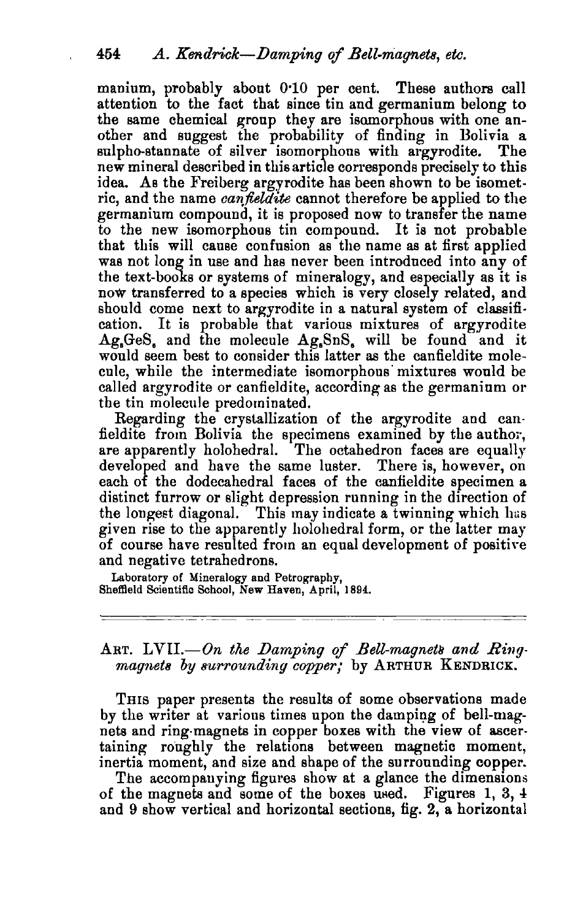manium, probably about 0·10 per cent. These authors call attention to the fact that since tin and germanium belong to the same chemical group they are isomorphous with one another and suggest the probability of finding in Bolivia a sulpho-stannate of silver isomorphous with argyrodite. The new mineral described in this article corresponds precisely to this idea. As the Freiberg argyrodite has been shown to be isometric, and the name *canfieldite* cannot therefore be applied to the germanium compound, it is proposed now to transfer the name to the new isomorphous tin compound. It is not probable that this will cause confusion as the name as at first applied was not long in use and has never been introduced into any of the text-books or systems of mineralogy, and especially as it is now transferred to a species which is very closely related, and should come next to argyrodite in a natural system of classification. It is probable that various mixtures of argyrodite $Ag_8GeS_6$ and the molecule $Ag_8SnS_6$ will be found and it would seem best to consider this latter as the canfieldite molecule, while the intermediate isomorphous mixtures would be called argyrodite or canfieldite, according as the germanium or the tin molecule predominated.

Regarding the crystallization of the argyrodite and canfieldite from Bolivia the specimens examined by the author, are apparently holohedral. The octahedron faces are equally developed and have the same luster. There is, however, on each of the dodecahedral faces of the canfieldite specimen a distinct furrow or slight depression running in the direction of the longest diagonal. This may indicate a twinning which has given rise to the apparently holohedral form, or the latter may of course have resulted from an equal development of positive and negative tetrahedrons.

Laboratory of Mineralogy and Petrography,
Sheffield Scientific School, New Haven, April, 1894.

## ART. LVII.—*On the Damping of Bell-magnets and Ring-magnets by surrounding copper;* by ARTHUR KENDRICK.

THIS paper presents the results of some observations made by the writer at various times upon the damping of bell-magnets and ring-magnets in copper boxes with the view of ascertaining roughly the relations between magnetic moment, inertia moment, and size and shape of the surrounding copper.

The accompanying figures show at a glance the dimensions of the magnets and some of the boxes used. Figures 1, 3, 4 and 9 show vertical and horizontal sections, fig. 2, a horizontal